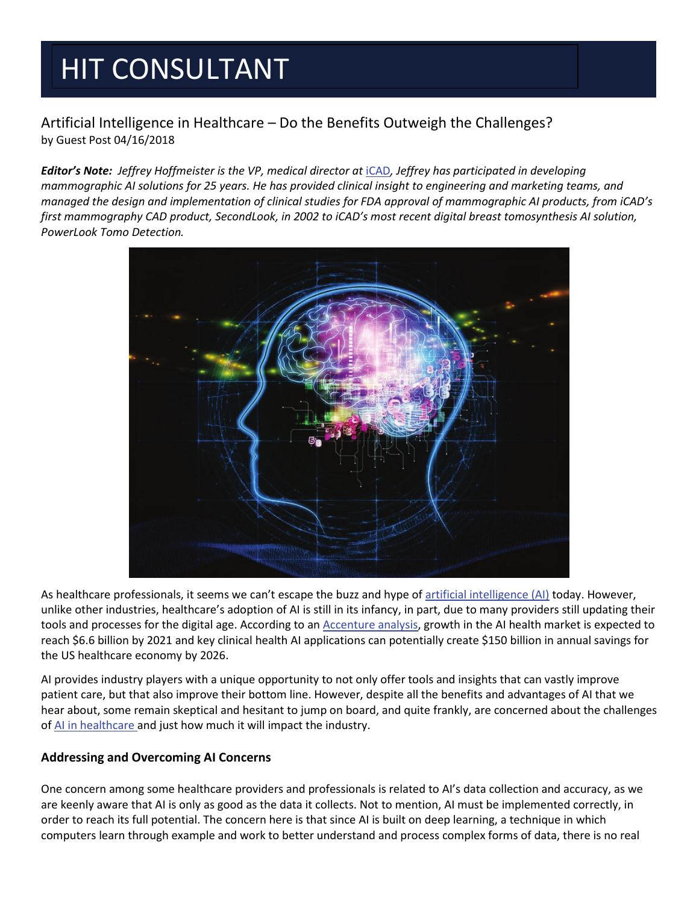# HIT CONSULTANT

## Artificial Intelligence in Healthcare – Do the Benefits Outweigh the Challenges?

by Guest Post 04/16/2018

***Editor's Note:*** *Jeffrey Hoffmeister is the VP, medical director at iCAD, Jeffrey has participated in developing mammographic AI solutions for 25 years. He has provided clinical insight to engineering and marketing teams, and managed the design and implementation of clinical studies for FDA approval of mammographic AI products, from iCAD's first mammography CAD product, SecondLook, in 2002 to iCAD's most recent digital breast tomosynthesis AI solution, PowerLook Tomo Detection.*

As healthcare professionals, it seems we can't escape the buzz and hype of artificial intelligence (AI) today. However, unlike other industries, healthcare's adoption of AI is still in its infancy, in part, due to many providers still updating their tools and processes for the digital age. According to an Accenture analysis, growth in the AI health market is expected to reach $6.6 billion by 2021 and key clinical health AI applications can potentially create $150 billion in annual savings for the US healthcare economy by 2026.

AI provides industry players with a unique opportunity to not only offer tools and insights that can vastly improve patient care, but that also improve their bottom line. However, despite all the benefits and advantages of AI that we hear about, some remain skeptical and hesitant to jump on board, and quite frankly, are concerned about the challenges of AI in healthcare and just how much it will impact the industry.

### Addressing and Overcoming AI Concerns

One concern among some healthcare providers and professionals is related to AI's data collection and accuracy, as we are keenly aware that AI is only as good as the data it collects. Not to mention, AI must be implemented correctly, in order to reach its full potential. The concern here is that since AI is built on deep learning, a technique in which computers learn through example and work to better understand and process complex forms of data, there is no real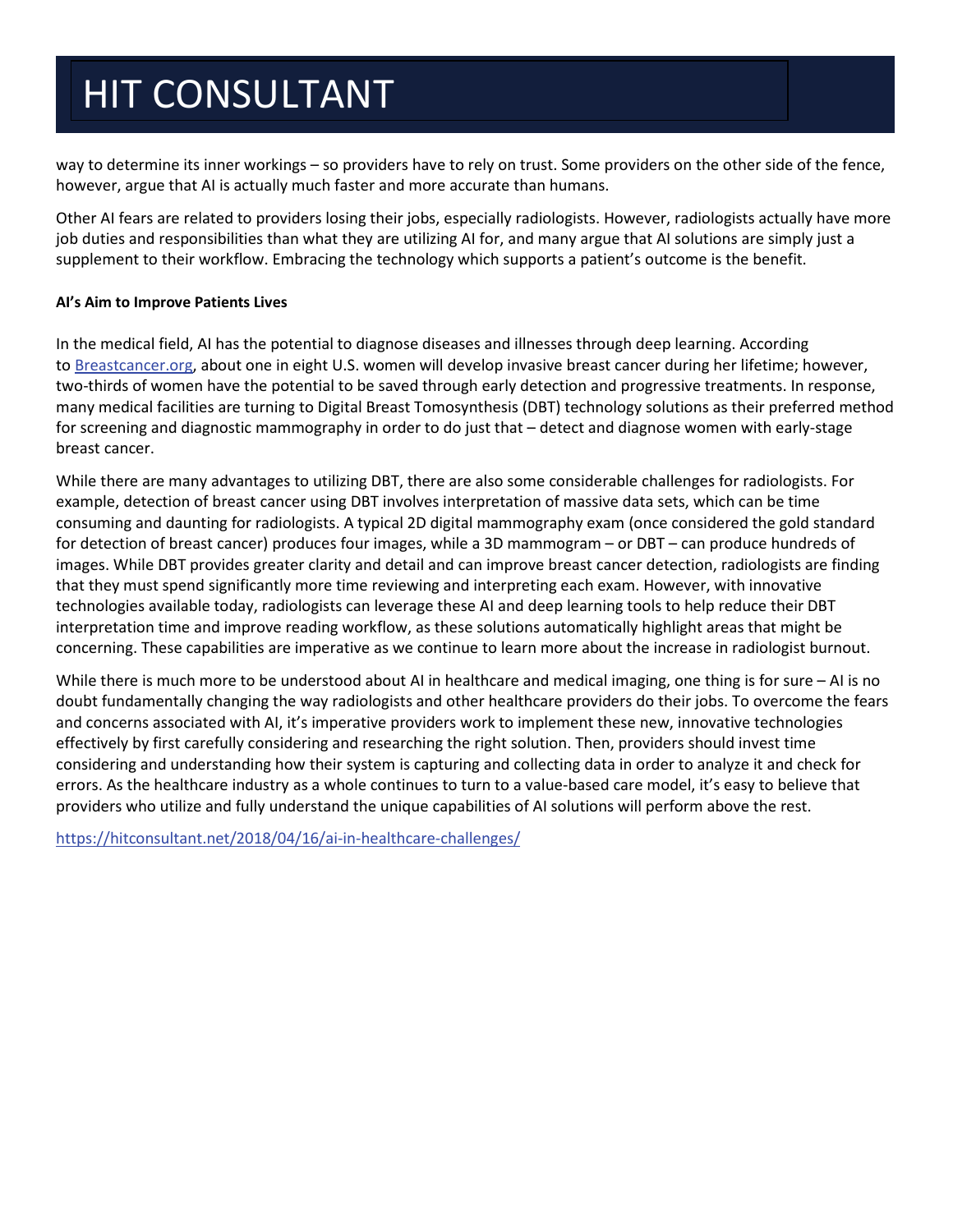way to determine its inner workings – so providers have to rely on trust. Some providers on the other side of the fence, however, argue that AI is actually much faster and more accurate than humans.

Other AI fears are related to providers losing their jobs, especially radiologists. However, radiologists actually have more job duties and responsibilities than what they are utilizing AI for, and many argue that AI solutions are simply just a supplement to their workflow. Embracing the technology which supports a patient's outcome is the benefit.

**AI's Aim to Improve Patients Lives**

In the medical field, AI has the potential to diagnose diseases and illnesses through deep learning. According to [Breastcancer.org](Breastcancer.org), about one in eight U.S. women will develop invasive breast cancer during her lifetime; however, two-thirds of women have the potential to be saved through early detection and progressive treatments. In response, many medical facilities are turning to Digital Breast Tomosynthesis (DBT) technology solutions as their preferred method for screening and diagnostic mammography in order to do just that – detect and diagnose women with early-stage breast cancer.

While there are many advantages to utilizing DBT, there are also some considerable challenges for radiologists. For example, detection of breast cancer using DBT involves interpretation of massive data sets, which can be time consuming and daunting for radiologists. A typical 2D digital mammography exam (once considered the gold standard for detection of breast cancer) produces four images, while a 3D mammogram – or DBT – can produce hundreds of images. While DBT provides greater clarity and detail and can improve breast cancer detection, radiologists are finding that they must spend significantly more time reviewing and interpreting each exam. However, with innovative technologies available today, radiologists can leverage these AI and deep learning tools to help reduce their DBT interpretation time and improve reading workflow, as these solutions automatically highlight areas that might be concerning. These capabilities are imperative as we continue to learn more about the increase in radiologist burnout.

While there is much more to be understood about AI in healthcare and medical imaging, one thing is for sure – AI is no doubt fundamentally changing the way radiologists and other healthcare providers do their jobs. To overcome the fears and concerns associated with AI, it's imperative providers work to implement these new, innovative technologies effectively by first carefully considering and researching the right solution. Then, providers should invest time considering and understanding how their system is capturing and collecting data in order to analyze it and check for errors. As the healthcare industry as a whole continues to turn to a value-based care model, it's easy to believe that providers who utilize and fully understand the unique capabilities of AI solutions will perform above the rest.

https://hitconsultant.net/2018/04/16/ai-in-healthcare-challenges/